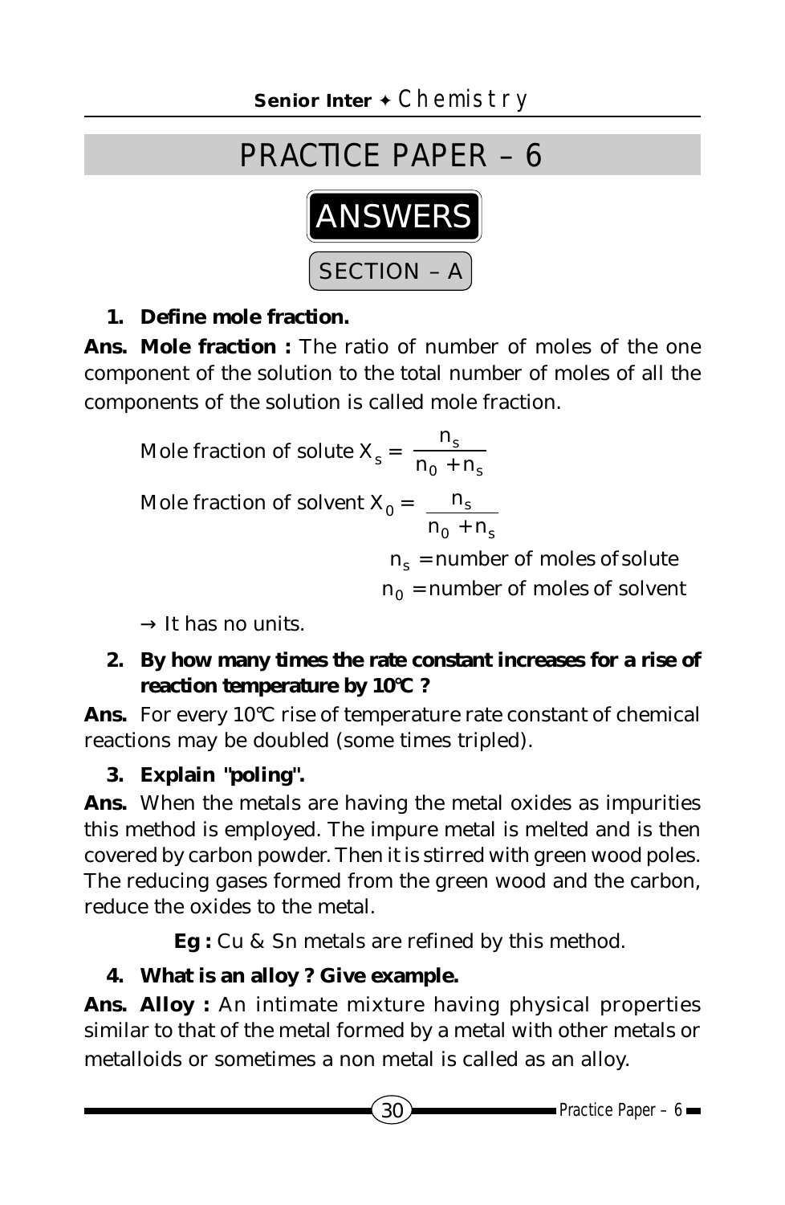# PRACTICE PAPER – 6

## ANSWERS

### SECTION – A

**1. Define mole fraction.**

**Ans. Mole fraction :** The ratio of number of moles of the one component of the solution to the total number of moles of all the components of the solution is called mole fraction.

Mole fraction of solute $X_s = \dfrac{n_s}{n_0 + n_s}$

Mole fraction of solvent $X_0 = \dfrac{n_s}{n_0 + n_s}$

$n_s$ = number of moles of solute

$n_0$ = number of moles of solvent

→ It has no units.

**2. By how many times the rate constant increases for a rise of reaction temperature by 10°C ?**

**Ans.** For every 10°C rise of temperature rate constant of chemical reactions may be doubled (some times tripled).

**3. Explain "poling".**

**Ans.** When the metals are having the metal oxides as impurities this method is employed. The impure metal is melted and is then covered by carbon powder. Then it is stirred with green wood poles. The reducing gases formed from the green wood and the carbon, reduce the oxides to the metal.

**Eg :** Cu & Sn metals are refined by this method.

**4. What is an alloy ? Give example.**

**Ans. Alloy :** An intimate mixture having physical properties similar to that of the metal formed by a metal with other metals or metalloids or sometimes a non metal is called as an alloy.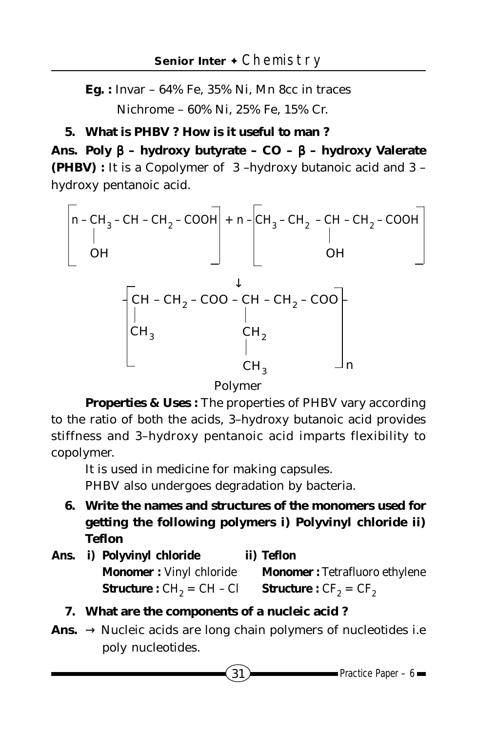**Eg. :** Invar – 64% Fe, 35% Ni, Mn 8cc in traces

Nichrome – 60% Ni, 25% Fe, 15% Cr.

**5. What is PHBV ? How is it useful to man ?**

**Ans. Poly β – hydroxy butyrate – CO – β – hydroxy Valerate (PHBV) :** It is a Copolymer of 3 –hydroxy butanoic acid and 3 – hydroxy pentanoic acid.

$$\left[ n - CH_3 - \underset{\underset{OH}{|}}{CH} - CH_2 - COOH \right] + n - \left[ CH_3 - CH_2 - \underset{\underset{OH}{|}}{CH} - CH_2 - COOH \right]$$

$$\downarrow$$

$$\left[ - \underset{\underset{CH_3}{|}}{CH} - CH_2 - COO - \underset{\underset{\underset{CH_3}{|}}{CH_2}}{\overset{}{CH}} - CH_2 - COO - \right]_n$$

Polymer

**Properties & Uses :** The properties of PHBV vary according to the ratio of both the acids, 3–hydroxy butanoic acid provides stiffness and 3–hydroxy pentanoic acid imparts flexibility to copolymer.

It is used in medicine for making capsules.

PHBV also undergoes degradation by bacteria.

**6. Write the names and structures of the monomers used for getting the following polymers i) Polyvinyl chloride ii) Teflon**

**Ans.**

**i) Polyvinyl chloride**

**Monomer :** Vinyl chloride

**Structure :** $CH_2 = CH - Cl$

**ii) Teflon**

**Monomer :** Tetrafluoro ethylene

**Structure :** $CF_2 = CF_2$

**7. What are the components of a nucleic acid ?**

**Ans.** → Nucleic acids are long chain polymers of nucleotides i.e poly nucleotides.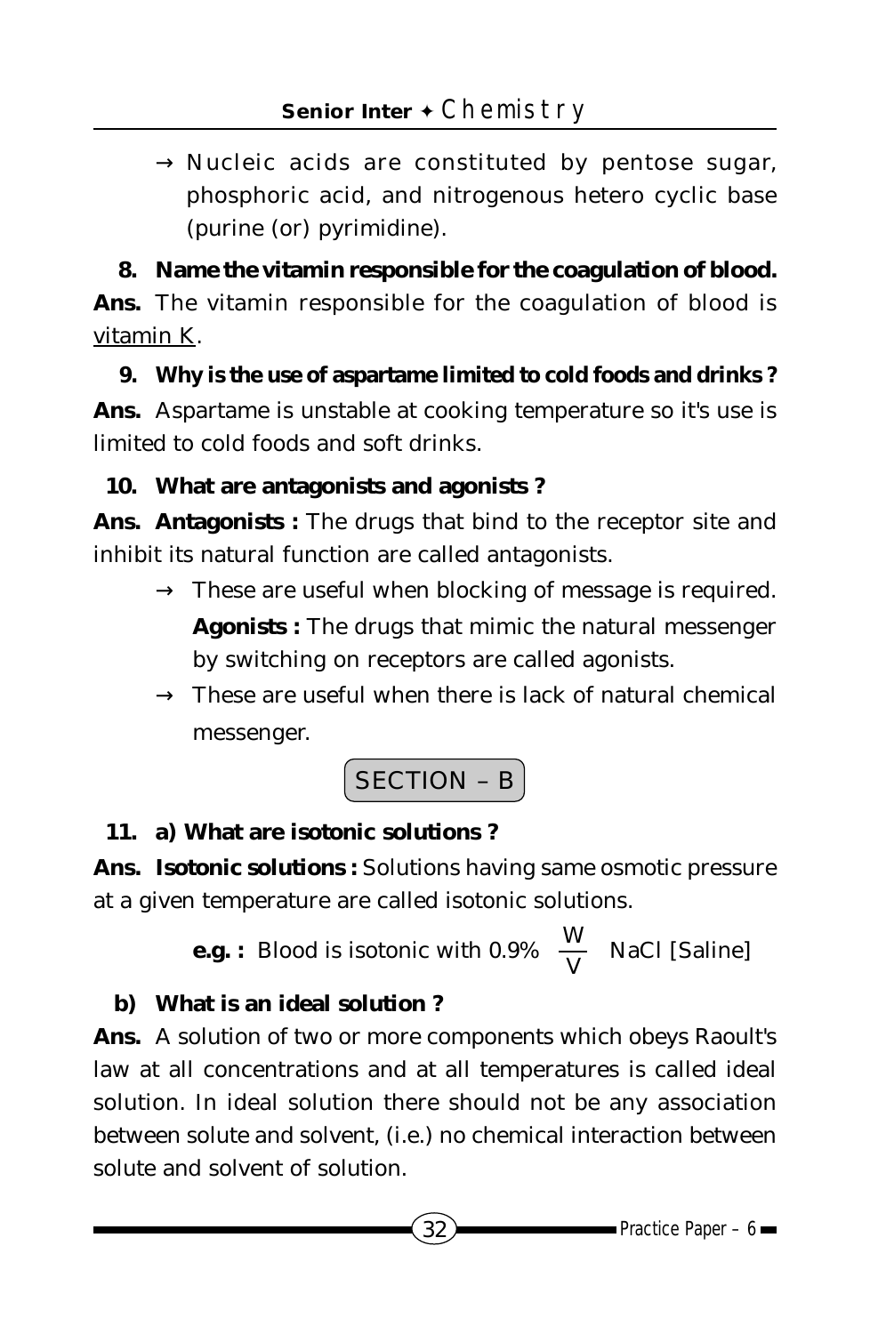→ Nucleic acids are constituted by pentose sugar, phosphoric acid, and nitrogenous hetero cyclic base (purine (or) pyrimidine).

**8. Name the vitamin responsible for the coagulation of blood.**

**Ans.** The vitamin responsible for the coagulation of blood is vitamin K.

**9. Why is the use of aspartame limited to cold foods and drinks ?**

**Ans.** Aspartame is unstable at cooking temperature so it's use is limited to cold foods and soft drinks.

**10. What are antagonists and agonists ?**

**Ans. Antagonists :** The drugs that bind to the receptor site and inhibit its natural function are called antagonists.

→ These are useful when blocking of message is required.

**Agonists :** The drugs that mimic the natural messenger by switching on receptors are called agonists.

→ These are useful when there is lack of natural chemical messenger.

## SECTION – B

**11. a) What are isotonic solutions ?**

**Ans. Isotonic solutions :** Solutions having same osmotic pressure at a given temperature are called isotonic solutions.

**e.g. :** Blood is isotonic with 0.9% $\frac{W}{V}$ NaCl [Saline]

**b) What is an ideal solution ?**

**Ans.** A solution of two or more components which obeys Raoult's law at all concentrations and at all temperatures is called ideal solution. In ideal solution there should not be any association between solute and solvent, (i.e.) no chemical interaction between solute and solvent of solution.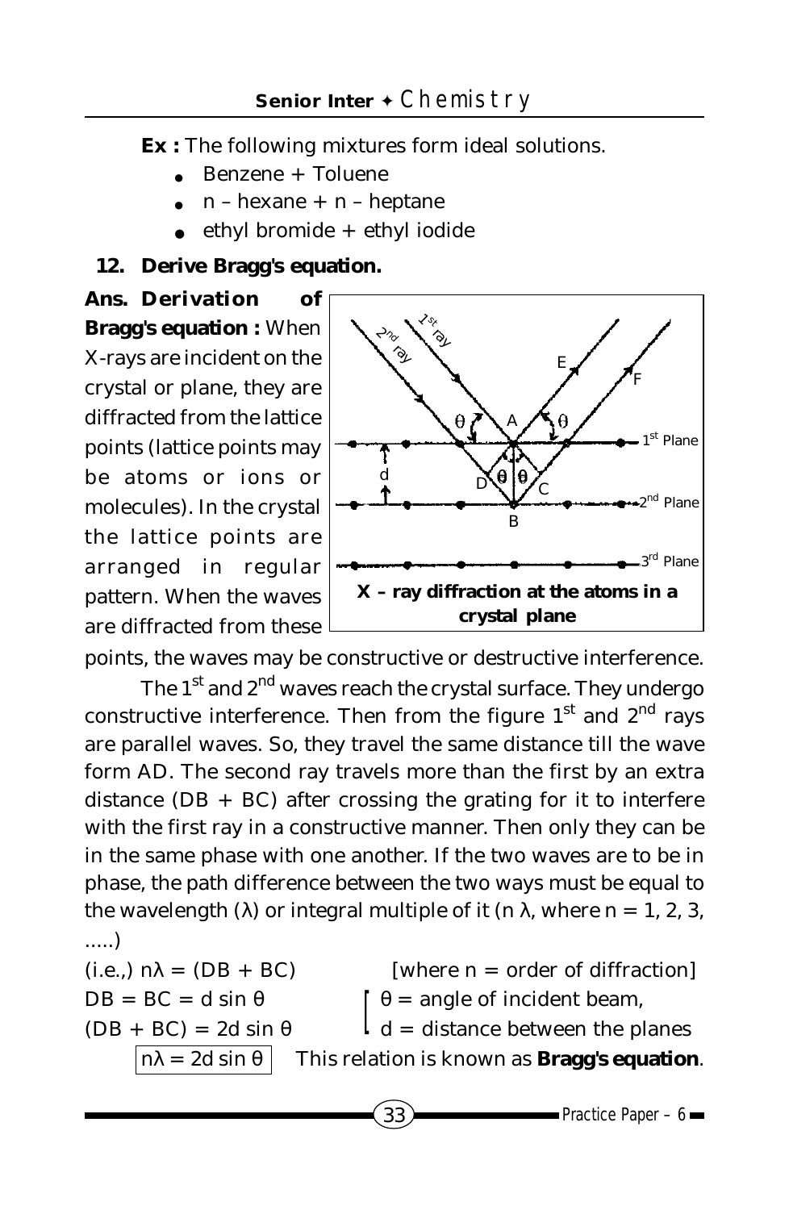**Ex :** The following mixtures form ideal solutions.

- Benzene + Toluene
- n – hexane + n – heptane
- ethyl bromide + ethyl iodide

**12. Derive Bragg's equation.**

**Ans. Derivation of Bragg's equation :** When X-rays are incident on the crystal or plane, they are diffracted from the lattice points (lattice points may be atoms or ions or molecules). In the crystal the lattice points are arranged in regular pattern. When the waves are diffracted from these points, the waves may be constructive or destructive interference.

**X – ray diffraction at the atoms in a crystal plane**

The 1st and 2nd waves reach the crystal surface. They undergo constructive interference. Then from the figure 1st and 2nd rays are parallel waves. So, they travel the same distance till the wave form AD. The second ray travels more than the first by an extra distance (DB + BC) after crossing the grating for it to interfere with the first ray in a constructive manner. Then only they can be in the same phase with one another. If the two waves are to be in phase, the path difference between the two ways must be equal to the wavelength ($\lambda$) or integral multiple of it ($n\lambda$, where n = 1, 2, 3, .....)

(i.e.,) $n\lambda = (DB + BC)$ [where n = order of diffraction]

$DB = BC = d \sin\theta$

$(DB + BC) = 2d \sin\theta$

[ $\theta$ = angle of incident beam, d = distance between the planes ]

$$n\lambda = 2d \sin\theta$$

This relation is known as **Bragg's equation**.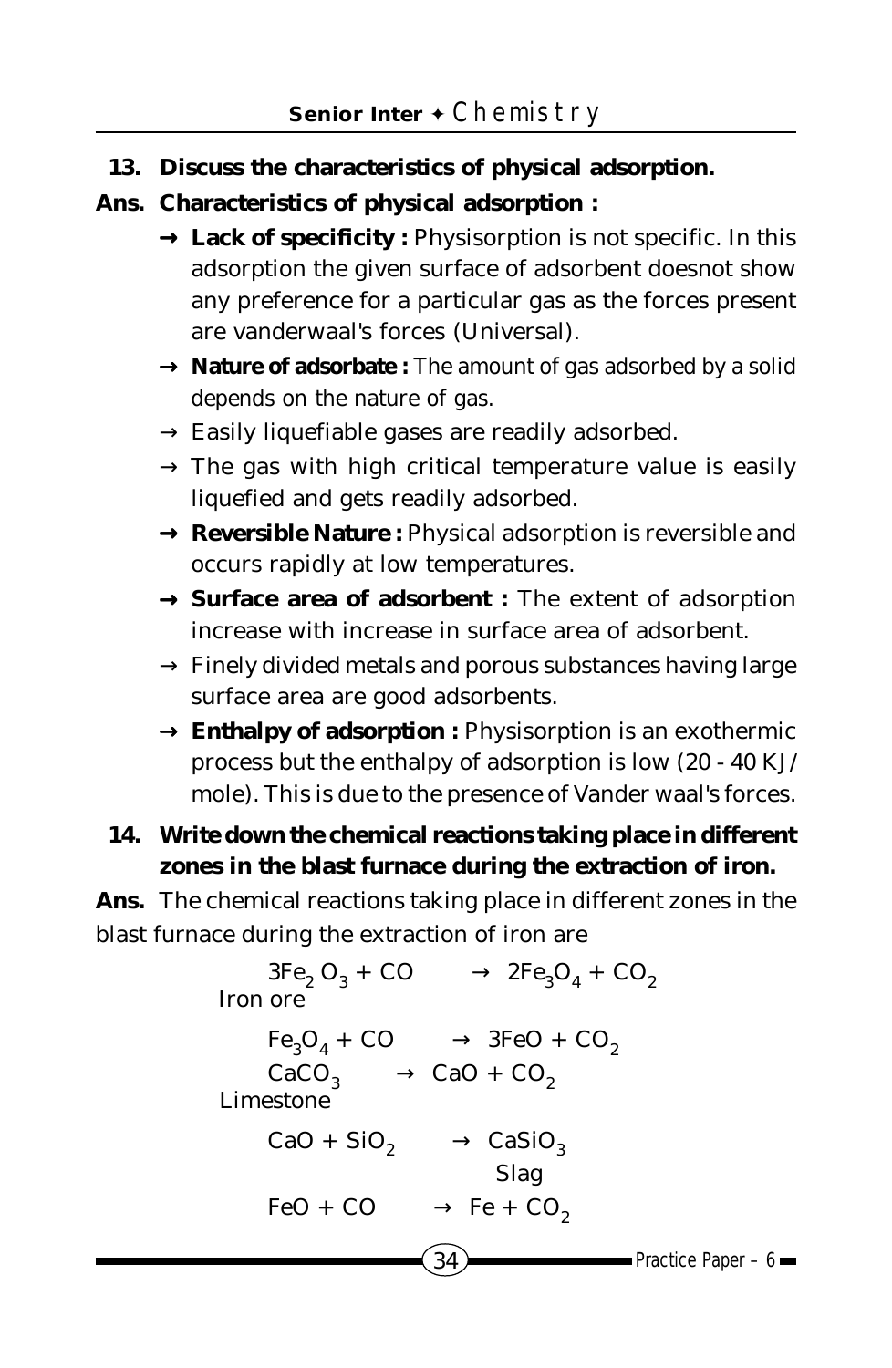**13. Discuss the characteristics of physical adsorption.**

**Ans. Characteristics of physical adsorption :**

→ **Lack of specificity :** Physisorption is not specific. In this adsorption the given surface of adsorbent doesnot show any preference for a particular gas as the forces present are vanderwaal's forces (Universal).

→ **Nature of adsorbate :** The amount of gas adsorbed by a solid depends on the nature of gas.

→ Easily liquefiable gases are readily adsorbed.

→ The gas with high critical temperature value is easily liquefied and gets readily adsorbed.

→ **Reversible Nature :** Physical adsorption is reversible and occurs rapidly at low temperatures.

→ **Surface area of adsorbent :** The extent of adsorption increase with increase in surface area of adsorbent.

→ Finely divided metals and porous substances having large surface area are good adsorbents.

→ **Enthalpy of adsorption :** Physisorption is an exothermic process but the enthalpy of adsorption is low (20 - 40 KJ/mole). This is due to the presence of Vander waal's forces.

**14. Write down the chemical reactions taking place in different zones in the blast furnace during the extraction of iron.**

**Ans.** The chemical reactions taking place in different zones in the blast furnace during the extraction of iron are

$$\underset{\text{Iron ore}}{3Fe_2O_3} + CO \rightarrow 2Fe_3O_4 + CO_2$$

$$Fe_3O_4 + CO \rightarrow 3FeO + CO_2$$

$$\underset{\text{Limestone}}{CaCO_3} \rightarrow CaO + CO_2$$

$$CaO + SiO_2 \rightarrow \underset{\text{Slag}}{CaSiO_3}$$

$$FeO + CO \rightarrow Fe + CO_2$$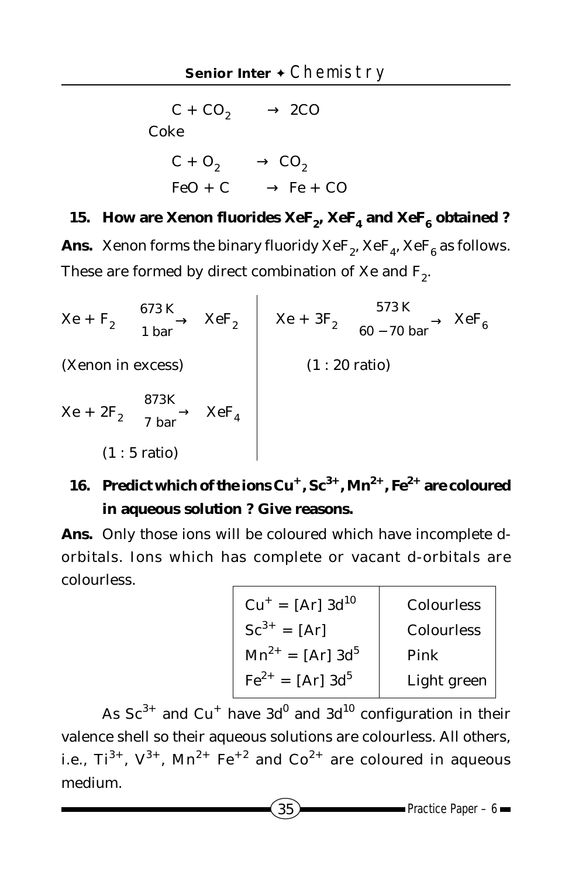$$C + CO_2 \rightarrow 2CO$$

Coke

$$C + O_2 \rightarrow CO_2$$

$$FeO + C \rightarrow Fe + CO$$

**15. How are Xenon fluorides $XeF_2$, $XeF_4$ and $XeF_6$ obtained ?**

**Ans.** Xenon forms the binary fluoridy $XeF_2$, $XeF_4$, $XeF_6$ as follows. These are formed by direct combination of Xe and $F_2$.

$$Xe + F_2 \xrightarrow[1\text{ bar}]{673\text{ K}} XeF_2$$

(Xenon in excess)

$$Xe + 2F_2 \xrightarrow[7\text{ bar}]{873\text{K}} XeF_4$$

(1 : 5 ratio)

$$Xe + 3F_2 \xrightarrow[60-70\text{ bar}]{573\text{ K}} XeF_6$$

(1 : 20 ratio)

**16. Predict which of the ions $Cu^+$, $Sc^{3+}$, $Mn^{2+}$, $Fe^{2+}$ are coloured in aqueous solution ? Give reasons.**

**Ans.** Only those ions will be coloured which have incomplete d-orbitals. Ions which has complete or vacant d-orbitals are colourless.

| | |
|---|---|
| $Cu^+ = [Ar]\ 3d^{10}$ | Colourless |
| $Sc^{3+} = [Ar]$ | Colourless |
| $Mn^{2+} = [Ar]\ 3d^5$ | Pink |
| $Fe^{2+} = [Ar]\ 3d^5$ | Light green |

As $Sc^{3+}$ and $Cu^+$ have $3d^0$ and $3d^{10}$ configuration in their valence shell so their aqueous solutions are colourless. All others, i.e., $Ti^{3+}$, $V^{3+}$, $Mn^{2+}$ $Fe^{+2}$ and $Co^{2+}$ are coloured in aqueous medium.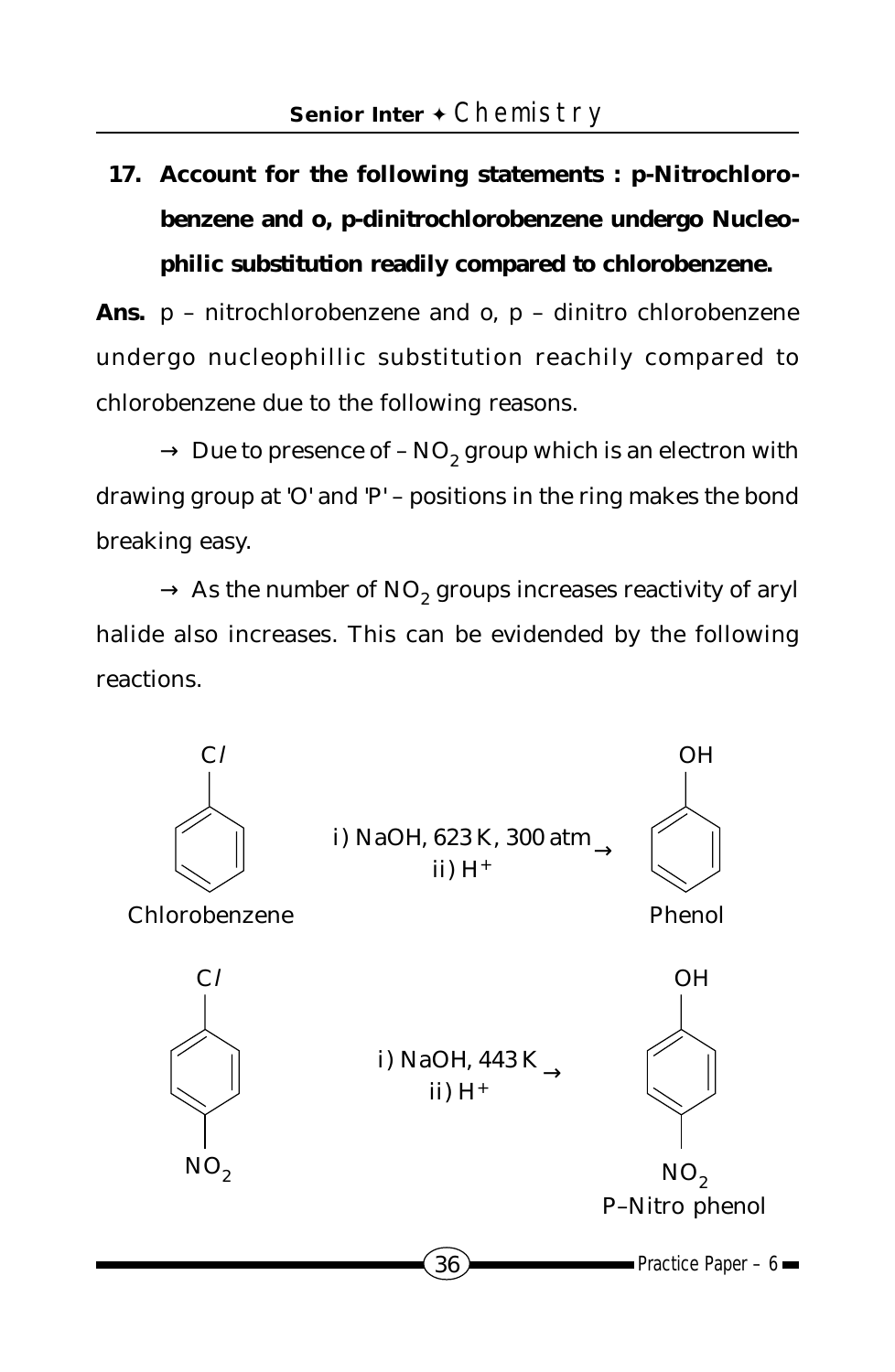**17. Account for the following statements : p-Nitrochlorobenzene and o, p-dinitrochlorobenzene undergo Nucleophilic substitution readily compared to chlorobenzene.**

**Ans.** p – nitrochlorobenzene and o, p – dinitro chlorobenzene undergo nucleophillic substitution reachily compared to chlorobenzene due to the following reasons.

→ Due to presence of – $NO_2$ group which is an electron with drawing group at 'O' and 'P' – positions in the ring makes the bond breaking easy.

→ As the number of $NO_2$ groups increases reactivity of aryl halide also increases. This can be evidended by the following reactions.

$$\text{Chlorobenzene} \xrightarrow[\text{ii) } H^+]{\text{i) NaOH, 623 K, 300 atm}} \text{Phenol}$$

$$\text{p-Nitrochlorobenzene} \xrightarrow[\text{ii) } H^+]{\text{i) NaOH, 443 K}} \text{P–Nitro phenol}$$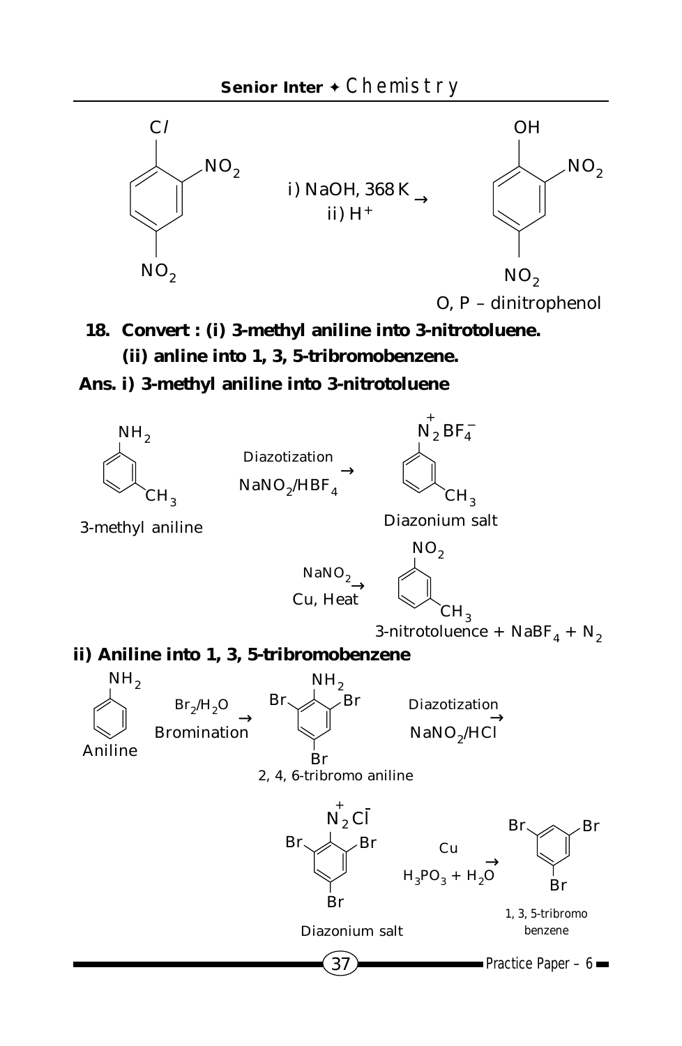$$\text{1-chloro-2,4-dinitrobenzene} \xrightarrow[\text{ii) } H^+]{\text{i) NaOH, 368 K}} \text{O, P – dinitrophenol}$$

O, P – dinitrophenol

**18. Convert : (i) 3-methyl aniline into 3-nitrotoluene.**

**(ii) anline into 1, 3, 5-tribromobenzene.**

**Ans. i) 3-methyl aniline into 3-nitrotoluene**

$$\text{3-methyl aniline} \xrightarrow[NaNO_2/HBF_4]{\text{Diazotization}} \text{Diazonium salt } (\overset{+}{N_2}BF_4^-) \xrightarrow[\text{Cu, Heat}]{NaNO_2} \text{3-nitrotoluence} + NaBF_4 + N_2$$

3-methyl aniline

Diazonium salt

3-nitrotoluence + $NaBF_4$ + $N_2$

**ii) Aniline into 1, 3, 5-tribromobenzene**

$$\text{Aniline} \xrightarrow[\text{Bromination}]{Br_2/H_2O} \text{2, 4, 6-tribromo aniline} \xrightarrow[NaNO_2/HCl]{\text{Diazotization}} \text{Diazonium salt } (\overset{+}{N_2}\bar{Cl}) \xrightarrow[H_3PO_3 + H_2O]{Cu} \text{1, 3, 5-tribromo benzene}$$

Aniline

2, 4, 6-tribromo aniline

Diazonium salt

1, 3, 5-tribromo benzene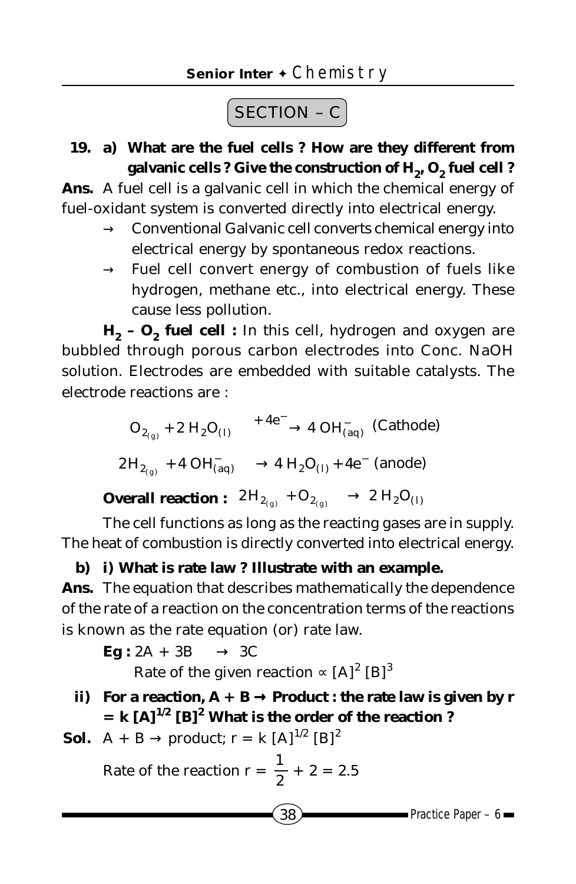## SECTION – C

**19. a) What are the fuel cells ? How are they different from galvanic cells ? Give the construction of $H_2$, $O_2$ fuel cell ?**

**Ans.** A fuel cell is a galvanic cell in which the chemical energy of fuel-oxidant system is converted directly into electrical energy.

- → Conventional Galvanic cell converts chemical energy into electrical energy by spontaneous redox reactions.
- → Fuel cell convert energy of combustion of fuels like hydrogen, methane etc., into electrical energy. These cause less pollution.

**$H_2$ – $O_2$ fuel cell :** In this cell, hydrogen and oxygen are bubbled through porous carbon electrodes into Conc. NaOH solution. Electrodes are embedded with suitable catalysts. The electrode reactions are :

$$O_{2_{(g)}} + 2\,H_2O_{(l)} \xrightarrow{+4e^-} 4\,OH^-_{(aq)} \text{ (Cathode)}$$

$$2H_{2_{(g)}} + 4\,OH^-_{(aq)} \rightarrow 4\,H_2O_{(l)} + 4e^- \text{ (anode)}$$

**Overall reaction :** $2H_{2_{(g)}} + O_{2_{(g)}} \rightarrow 2\,H_2O_{(l)}$

The cell functions as long as the reacting gases are in supply. The heat of combustion is directly converted into electrical energy.

**b) i) What is rate law ? Illustrate with an example.**

**Ans.** The equation that describes mathematically the dependence of the rate of a reaction on the concentration terms of the reactions is known as the rate equation (or) rate law.

**Eg :** $2A + 3B \rightarrow 3C$

Rate of the given reaction $\propto [A]^2\,[B]^3$

**ii) For a reaction, $A + B \rightarrow$ Product : the rate law is given by $r = k\,[A]^{1/2}\,[B]^2$ What is the order of the reaction ?**

**Sol.** $A + B \rightarrow$ product; $r = k\,[A]^{1/2}\,[B]^2$

Rate of the reaction $r = \frac{1}{2} + 2 = 2.5$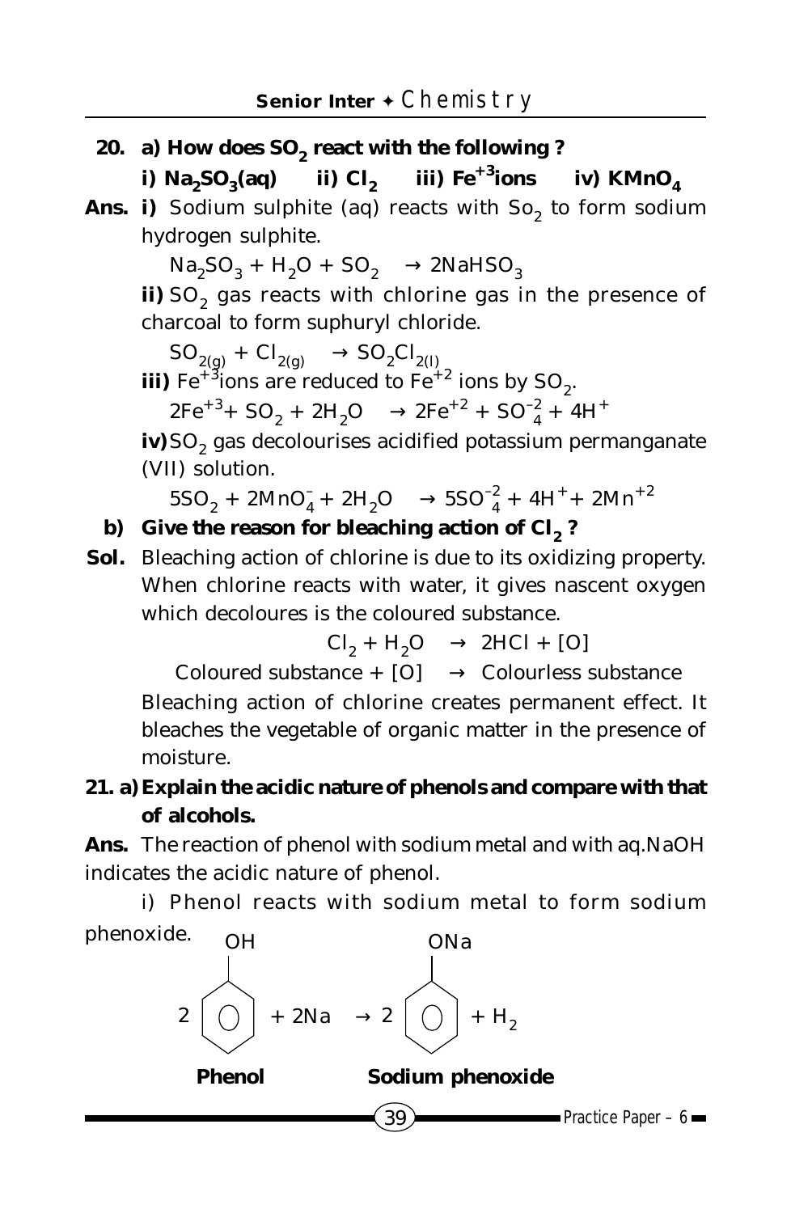**20. a) How does $SO_2$ react with the following ?**

**i) $Na_2SO_3$(aq) ii) $Cl_2$ iii) $Fe^{+3}$ions iv) $KMnO_4$**

**Ans. i)** Sodium sulphite (aq) reacts with $So_2$ to form sodium hydrogen sulphite.

$$Na_2SO_3 + H_2O + SO_2 \rightarrow 2NaHSO_3$$

**ii)** $SO_2$ gas reacts with chlorine gas in the presence of charcoal to form suphuryl chloride.

$$SO_{2(g)} + Cl_{2(g)} \rightarrow SO_2Cl_{2(l)}$$

**iii)** $Fe^{+3}$ions are reduced to $Fe^{+2}$ ions by $SO_2$.

$$2Fe^{+3} + SO_2 + 2H_2O \rightarrow 2Fe^{+2} + SO_4^{-2} + 4H^+$$

**iv)** $SO_2$ gas decolourises acidified potassium permanganate (VII) solution.

$$5SO_2 + 2MnO_4^- + 2H_2O \rightarrow 5SO_4^{-2} + 4H^+ + 2Mn^{+2}$$

**b) Give the reason for bleaching action of $Cl_2$ ?**

**Sol.** Bleaching action of chlorine is due to its oxidizing property. When chlorine reacts with water, it gives nascent oxygen which decoloures is the coloured substance.

$$Cl_2 + H_2O \rightarrow 2HCl + [O]$$

$$\text{Coloured substance} + [O] \rightarrow \text{Colourless substance}$$

Bleaching action of chlorine creates permanent effect. It bleaches the vegetable of organic matter in the presence of moisture.

**21. a) Explain the acidic nature of phenols and compare with that of alcohols.**

**Ans.** The reaction of phenol with sodium metal and with aq.NaOH indicates the acidic nature of phenol.

i) Phenol reacts with sodium metal to form sodium phenoxide.

$$2\,C_6H_5OH + 2Na \rightarrow 2\,C_6H_5ONa + H_2$$

**Phenol** **Sodium phenoxide**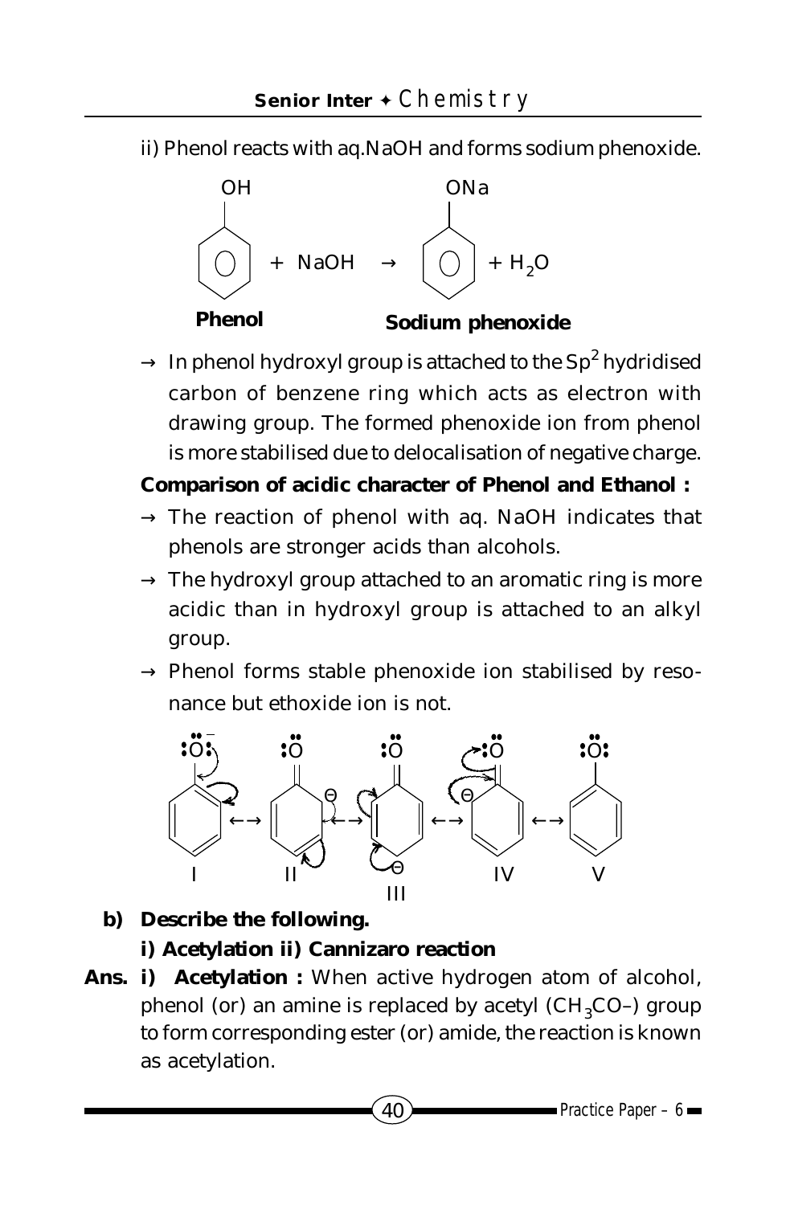ii) Phenol reacts with aq.NaOH and forms sodium phenoxide.

$$C_6H_5OH + NaOH \rightarrow C_6H_5ONa + H_2O$$

**Phenol** **Sodium phenoxide**

→ In phenol hydroxyl group is attached to the $Sp^2$ hydridised carbon of benzene ring which acts as electron with drawing group. The formed phenoxide ion from phenol is more stabilised due to delocalisation of negative charge.

**Comparison of acidic character of Phenol and Ethanol :**

→ The reaction of phenol with aq. NaOH indicates that phenols are stronger acids than alcohols.

→ The hydroxyl group attached to an aromatic ring is more acidic than in hydroxyl group is attached to an alkyl group.

→ Phenol forms stable phenoxide ion stabilised by resonance but ethoxide ion is not.

I ⟷ II ⟷ III ⟷ IV ⟷ V

**b) Describe the following.**

**i) Acetylation ii) Cannizaro reaction**

**Ans. i) Acetylation :** When active hydrogen atom of alcohol, phenol (or) an amine is replaced by acetyl ($CH_3CO$–) group to form corresponding ester (or) amide, the reaction is known as acetylation.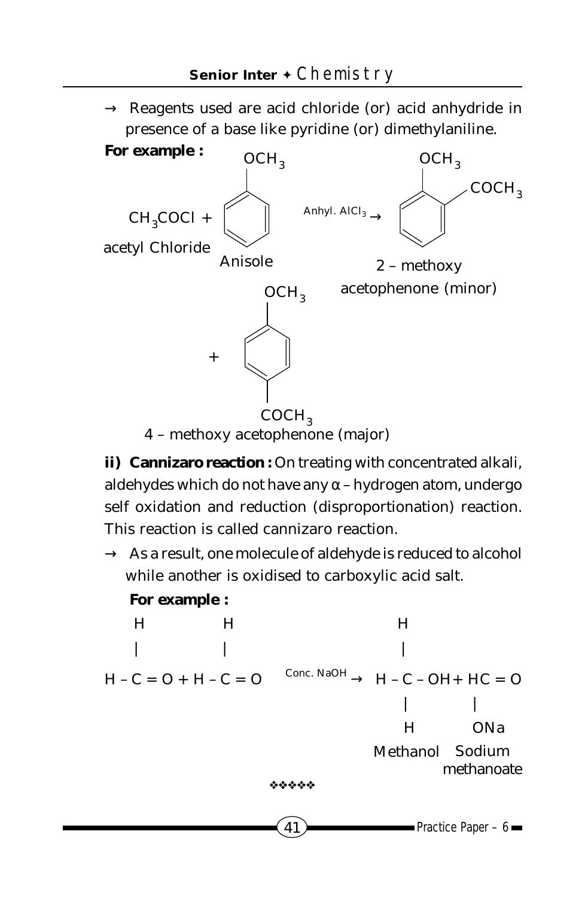→ Reagents used are acid chloride (or) acid anhydride in presence of a base like pyridine (or) dimethylaniline.

**For example :**

$$CH_3COCl + \underset{\text{Anisole}}{C_6H_5OCH_3} \xrightarrow{\text{Anhyl. } AlCl_3} \underset{\text{2 – methoxy acetophenone (minor)}}{o\text{-}CH_3OC_6H_4COCH_3} + \underset{\text{4 – methoxy acetophenone (major)}}{p\text{-}CH_3OC_6H_4COCH_3}$$

acetyl Chloride

**ii) Cannizaro reaction :** On treating with concentrated alkali, aldehydes which do not have any α – hydrogen atom, undergo self oxidation and reduction (disproportionation) reaction. This reaction is called cannizaro reaction.

→ As a result, one molecule of aldehyde is reduced to alcohol while another is oxidised to carboxylic acid salt.

**For example :**

$$H-\overset{H}{\overset{|}{C}}=O + H-\overset{H}{\overset{|}{C}}=O \xrightarrow{\text{Conc. NaOH}} \underset{\text{Methanol}}{H-\overset{H}{\overset{|}{\underset{H}{\underset{|}{C}}}}-OH} + \underset{\text{Sodium methanoate}}{H\underset{ONa}{\underset{|}{C}}=O}$$

❖❖❖❖❖